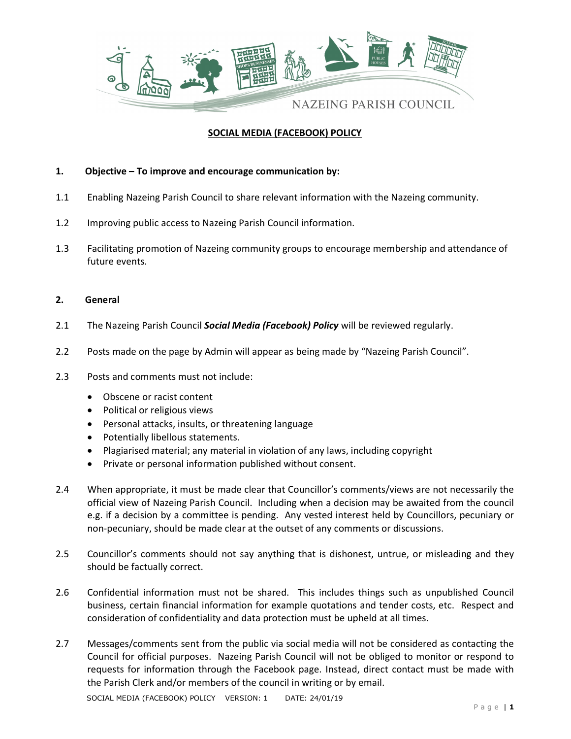NAZEING PARISH COUNCIL

# SOCIAL MEDIA (FACEBOOK) POLICY

**1. Objective – To improve and encourage communication by:**

1.1 Enabling Nazeing Parish Council to share relevant information with the Nazeing community.

1.2 Improving public access to Nazeing Parish Council information.

1.3 Facilitating promotion of Nazeing community groups to encourage membership and attendance of future events.

**2. General**

2.1 The Nazeing Parish Council ***Social Media (Facebook) Policy*** will be reviewed regularly.

2.2 Posts made on the page by Admin will appear as being made by "Nazeing Parish Council".

2.3 Posts and comments must not include:

- Obscene or racist content
- Political or religious views
- Personal attacks, insults, or threatening language
- Potentially libellous statements.
- Plagiarised material; any material in violation of any laws, including copyright
- Private or personal information published without consent.

2.4 When appropriate, it must be made clear that Councillor's comments/views are not necessarily the official view of Nazeing Parish Council. Including when a decision may be awaited from the council e.g. if a decision by a committee is pending. Any vested interest held by Councillors, pecuniary or non-pecuniary, should be made clear at the outset of any comments or discussions.

2.5 Councillor's comments should not say anything that is dishonest, untrue, or misleading and they should be factually correct.

2.6 Confidential information must not be shared. This includes things such as unpublished Council business, certain financial information for example quotations and tender costs, etc. Respect and consideration of confidentiality and data protection must be upheld at all times.

2.7 Messages/comments sent from the public via social media will not be considered as contacting the Council for official purposes. Nazeing Parish Council will not be obliged to monitor or respond to requests for information through the Facebook page. Instead, direct contact must be made with the Parish Clerk and/or members of the council in writing or by email.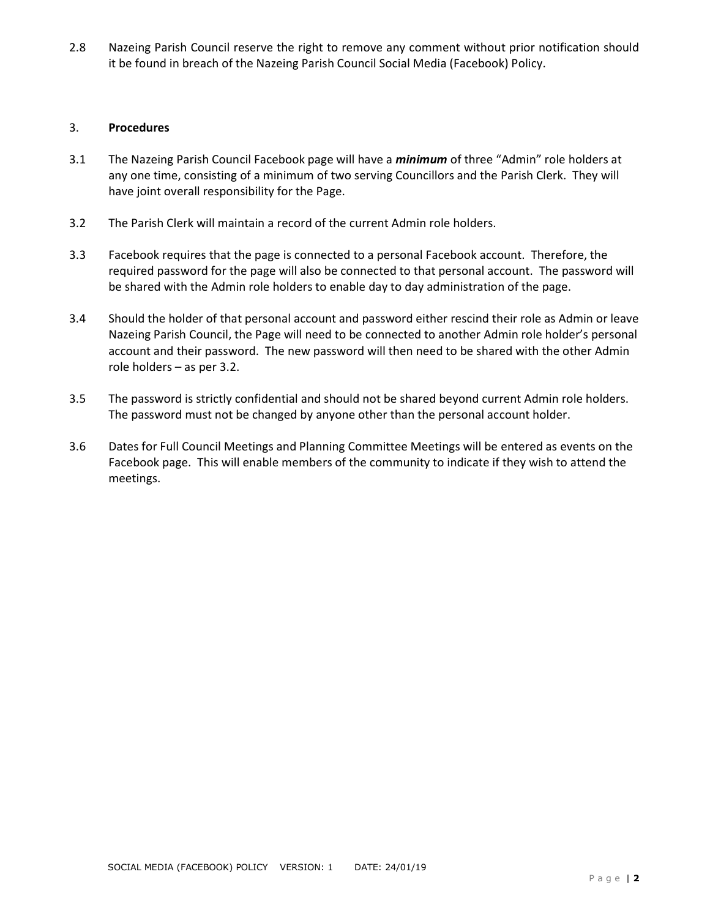2.8 Nazeing Parish Council reserve the right to remove any comment without prior notification should it be found in breach of the Nazeing Parish Council Social Media (Facebook) Policy.

## 3. **Procedures**

3.1 The Nazeing Parish Council Facebook page will have a ***minimum*** of three "Admin" role holders at any one time, consisting of a minimum of two serving Councillors and the Parish Clerk. They will have joint overall responsibility for the Page.

3.2 The Parish Clerk will maintain a record of the current Admin role holders.

3.3 Facebook requires that the page is connected to a personal Facebook account. Therefore, the required password for the page will also be connected to that personal account. The password will be shared with the Admin role holders to enable day to day administration of the page.

3.4 Should the holder of that personal account and password either rescind their role as Admin or leave Nazeing Parish Council, the Page will need to be connected to another Admin role holder's personal account and their password. The new password will then need to be shared with the other Admin role holders – as per 3.2.

3.5 The password is strictly confidential and should not be shared beyond current Admin role holders. The password must not be changed by anyone other than the personal account holder.

3.6 Dates for Full Council Meetings and Planning Committee Meetings will be entered as events on the Facebook page. This will enable members of the community to indicate if they wish to attend the meetings.